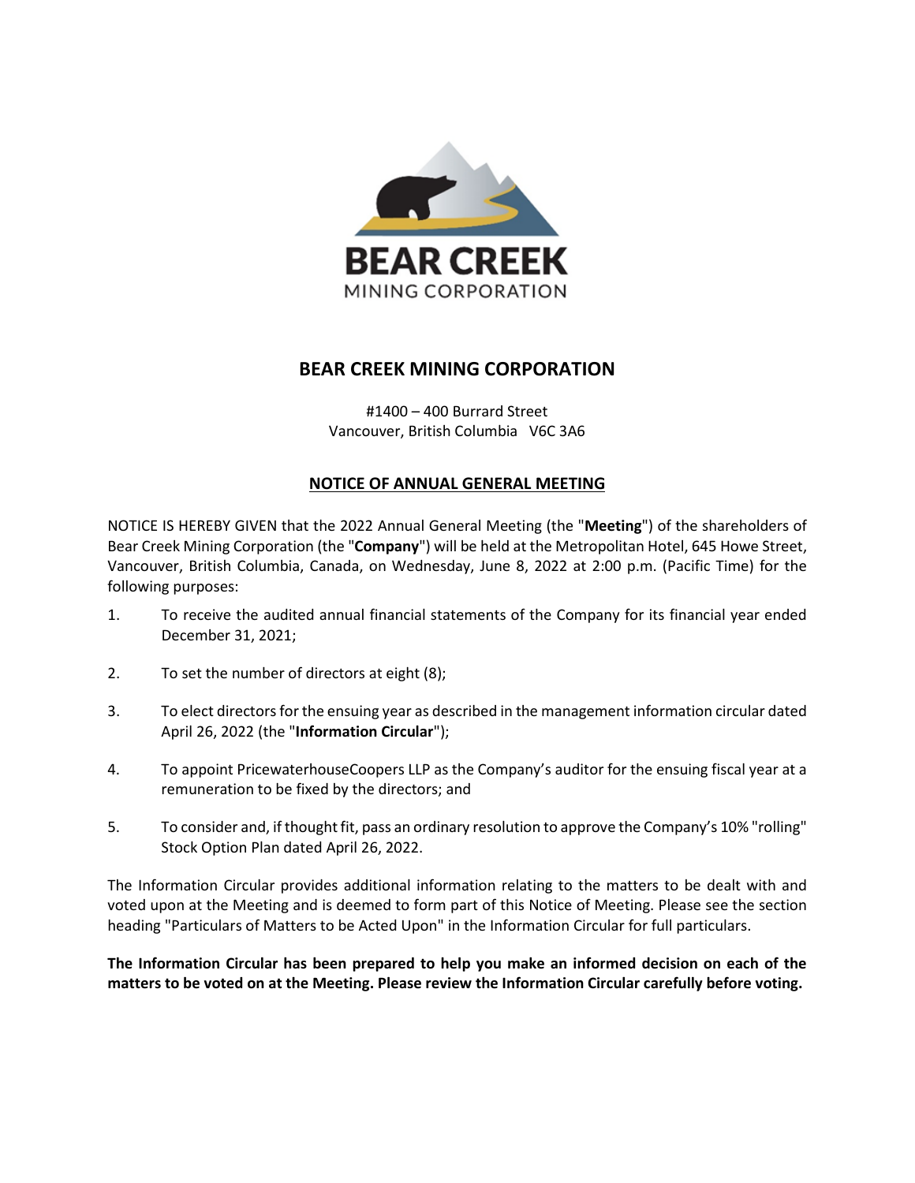# BEAR CREEK MINING CORPORATION

#1400 – 400 Burrard Street
Vancouver, British Columbia V6C 3A6

## NOTICE OF ANNUAL GENERAL MEETING

NOTICE IS HEREBY GIVEN that the 2022 Annual General Meeting (the "**Meeting**") of the shareholders of Bear Creek Mining Corporation (the "**Company**") will be held at the Metropolitan Hotel, 645 Howe Street, Vancouver, British Columbia, Canada, on Wednesday, June 8, 2022 at 2:00 p.m. (Pacific Time) for the following purposes:

1. To receive the audited annual financial statements of the Company for its financial year ended December 31, 2021;
2. To set the number of directors at eight (8);
3. To elect directors for the ensuing year as described in the management information circular dated April 26, 2022 (the "**Information Circular**");
4. To appoint PricewaterhouseCoopers LLP as the Company's auditor for the ensuing fiscal year at a remuneration to be fixed by the directors; and
5. To consider and, if thought fit, pass an ordinary resolution to approve the Company's 10% "rolling" Stock Option Plan dated April 26, 2022.

The Information Circular provides additional information relating to the matters to be dealt with and voted upon at the Meeting and is deemed to form part of this Notice of Meeting. Please see the section heading "Particulars of Matters to be Acted Upon" in the Information Circular for full particulars.

**The Information Circular has been prepared to help you make an informed decision on each of the matters to be voted on at the Meeting. Please review the Information Circular carefully before voting.**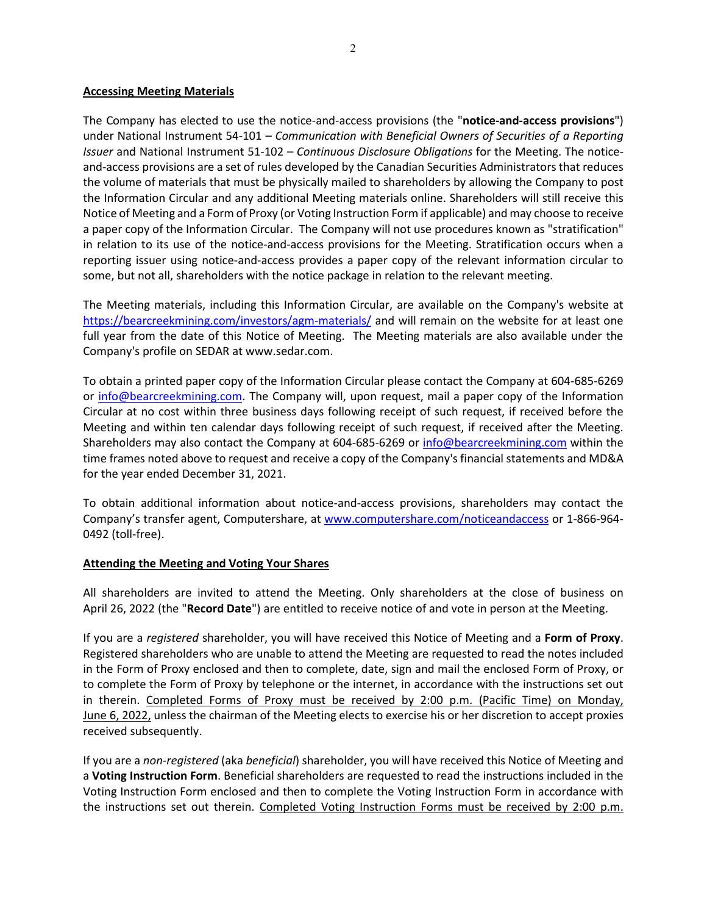**<u>Accessing Meeting Materials</u>**

The Company has elected to use the notice-and-access provisions (the "**notice-and-access provisions**") under National Instrument 54-101 – *Communication with Beneficial Owners of Securities of a Reporting Issuer* and National Instrument 51-102 – *Continuous Disclosure Obligations* for the Meeting. The notice-and-access provisions are a set of rules developed by the Canadian Securities Administrators that reduces the volume of materials that must be physically mailed to shareholders by allowing the Company to post the Information Circular and any additional Meeting materials online. Shareholders will still receive this Notice of Meeting and a Form of Proxy (or Voting Instruction Form if applicable) and may choose to receive a paper copy of the Information Circular. The Company will not use procedures known as "stratification" in relation to its use of the notice-and-access provisions for the Meeting. Stratification occurs when a reporting issuer using notice-and-access provides a paper copy of the relevant information circular to some, but not all, shareholders with the notice package in relation to the relevant meeting.

The Meeting materials, including this Information Circular, are available on the Company's website at https://bearcreekmining.com/investors/agm-materials/ and will remain on the website for at least one full year from the date of this Notice of Meeting. The Meeting materials are also available under the Company's profile on SEDAR at www.sedar.com.

To obtain a printed paper copy of the Information Circular please contact the Company at 604-685-6269 or info@bearcreekmining.com. The Company will, upon request, mail a paper copy of the Information Circular at no cost within three business days following receipt of such request, if received before the Meeting and within ten calendar days following receipt of such request, if received after the Meeting. Shareholders may also contact the Company at 604-685-6269 or info@bearcreekmining.com within the time frames noted above to request and receive a copy of the Company's financial statements and MD&A for the year ended December 31, 2021.

To obtain additional information about notice-and-access provisions, shareholders may contact the Company's transfer agent, Computershare, at www.computershare.com/noticeandaccess or 1-866-964-0492 (toll-free).

**<u>Attending the Meeting and Voting Your Shares</u>**

All shareholders are invited to attend the Meeting. Only shareholders at the close of business on April 26, 2022 (the "**Record Date**") are entitled to receive notice of and vote in person at the Meeting.

If you are a *registered* shareholder, you will have received this Notice of Meeting and a **Form of Proxy**. Registered shareholders who are unable to attend the Meeting are requested to read the notes included in the Form of Proxy enclosed and then to complete, date, sign and mail the enclosed Form of Proxy, or to complete the Form of Proxy by telephone or the internet, in accordance with the instructions set out in therein. <u>Completed Forms of Proxy must be received by 2:00 p.m. (Pacific Time) on Monday, June 6, 2022,</u> unless the chairman of the Meeting elects to exercise his or her discretion to accept proxies received subsequently.

If you are a *non-registered* (aka *beneficial*) shareholder, you will have received this Notice of Meeting and a **Voting Instruction Form**. Beneficial shareholders are requested to read the instructions included in the Voting Instruction Form enclosed and then to complete the Voting Instruction Form in accordance with the instructions set out therein. <u>Completed Voting Instruction Forms must be received by 2:00 p.m.</u>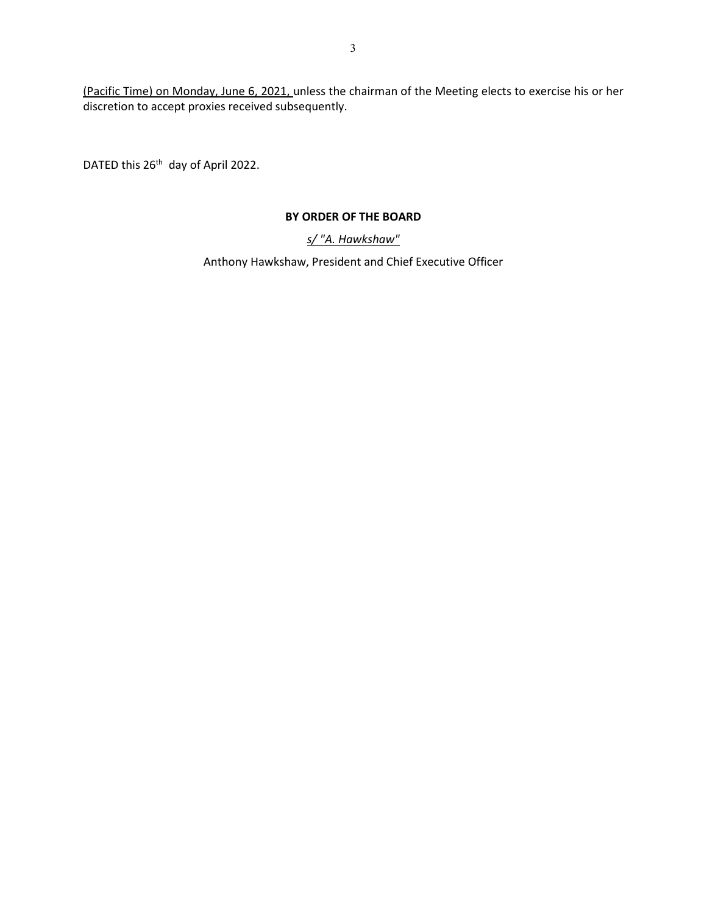(Pacific Time) on Monday, June 6, 2021, unless the chairman of the Meeting elects to exercise his or her discretion to accept proxies received subsequently.

DATED this 26th day of April 2022.

**BY ORDER OF THE BOARD**

*s/ "A. Hawkshaw"*

Anthony Hawkshaw, President and Chief Executive Officer